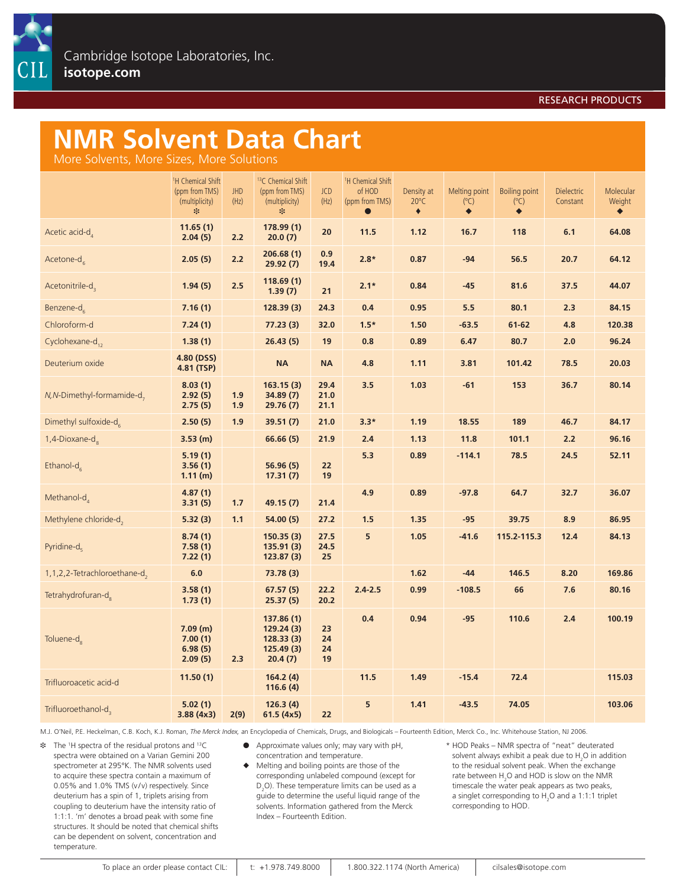Cambridge Isotope Laboratories, Inc.
**isotope.com**

RESEARCH PRODUCTS

# NMR Solvent Data Chart

More Solvents, More Sizes, More Solutions

| | [1]H Chemical Shift (ppm from TMS) (multiplicity) ❇ | JHD (Hz) | [13]C Chemical Shift (ppm from TMS) (multiplicity) ❇ | JCD (Hz) | [1]H Chemical Shift of HOD (ppm from TMS) ● | Density at 20°C ◆ | Melting point (°C) ◆ | Boiling point (°C) ◆ | Dielectric Constant | Molecular Weight ◆ |
|---|---|---|---|---|---|---|---|---|---|---|
| Acetic acid-$d_4$ | **11.65 (1)**<br>**2.04 (5)** | **2.2** | **178.99 (1)**<br>**20.0 (7)** | **20** | **11.5** | **1.12** | **16.7** | **118** | **6.1** | **64.08** |
| Acetone-$d_6$ | **2.05 (5)** | **2.2** | **206.68 (1)**<br>**29.92 (7)** | **0.9**<br>**19.4** | **2.8*** | **0.87** | **-94** | **56.5** | **20.7** | **64.12** |
| Acetonitrile-$d_3$ | **1.94 (5)** | **2.5** | **118.69 (1)**<br>**1.39 (7)** | **21** | **2.1*** | **0.84** | **-45** | **81.6** | **37.5** | **44.07** |
| Benzene-$d_6$ | **7.16 (1)** | | **128.39 (3)** | **24.3** | **0.4** | **0.95** | **5.5** | **80.1** | **2.3** | **84.15** |
| Chloroform-d | **7.24 (1)** | | **77.23 (3)** | **32.0** | **1.5*** | **1.50** | **-63.5** | **61-62** | **4.8** | **120.38** |
| Cyclohexane-$d_{12}$ | **1.38 (1)** | | **26.43 (5)** | **19** | **0.8** | **0.89** | **6.47** | **80.7** | **2.0** | **96.24** |
| Deuterium oxide | **4.80 (DSS)**<br>**4.81 (TSP)** | | **NA** | **NA** | **4.8** | **1.11** | **3.81** | **101.42** | **78.5** | **20.03** |
| *N,N*-Dimethyl-formamide-$d_7$ | **8.03 (1)**<br>**2.92 (5)**<br>**2.75 (5)** | **1.9**<br>**1.9** | **163.15 (3)**<br>**34.89 (7)**<br>**29.76 (7)** | **29.4**<br>**21.0**<br>**21.1** | **3.5** | **1.03** | **-61** | **153** | **36.7** | **80.14** |
| Dimethyl sulfoxide-$d_6$ | **2.50 (5)** | **1.9** | **39.51 (7)** | **21.0** | **3.3*** | **1.19** | **18.55** | **189** | **46.7** | **84.17** |
| 1,4-Dioxane-$d_8$ | **3.53 (m)** | | **66.66 (5)** | **21.9** | **2.4** | **1.13** | **11.8** | **101.1** | **2.2** | **96.16** |
| Ethanol-$d_6$ | **5.19 (1)**<br>**3.56 (1)**<br>**1.11 (m)** | | **56.96 (5)**<br>**17.31 (7)** | **22**<br>**19** | **5.3** | **0.89** | **-114.1** | **78.5** | **24.5** | **52.11** |
| Methanol-$d_4$ | **4.87 (1)**<br>**3.31 (5)** | **1.7** | **49.15 (7)** | **21.4** | **4.9** | **0.89** | **-97.8** | **64.7** | **32.7** | **36.07** |
| Methylene chloride-$d_2$ | **5.32 (3)** | **1.1** | **54.00 (5)** | **27.2** | **1.5** | **1.35** | **-95** | **39.75** | **8.9** | **86.95** |
| Pyridine-$d_5$ | **8.74 (1)**<br>**7.58 (1)**<br>**7.22 (1)** | | **150.35 (3)**<br>**135.91 (3)**<br>**123.87 (3)** | **27.5**<br>**24.5**<br>**25** | **5** | **1.05** | **-41.6** | **115.2-115.3** | **12.4** | **84.13** |
| 1,1,2,2-Tetrachloroethane-$d_2$ | **6.0** | | **73.78 (3)** | | | **1.62** | **-44** | **146.5** | **8.20** | **169.86** |
| Tetrahydrofuran-$d_8$ | **3.58 (1)**<br>**1.73 (1)** | | **67.57 (5)**<br>**25.37 (5)** | **22.2**<br>**20.2** | **2.4-2.5** | **0.99** | **-108.5** | **66** | **7.6** | **80.16** |
| Toluene-$d_8$ | **7.09 (m)**<br>**7.00 (1)**<br>**6.98 (5)**<br>**2.09 (5)** | **2.3** | **137.86 (1)**<br>**129.24 (3)**<br>**128.33 (3)**<br>**125.49 (3)**<br>**20.4 (7)** | **23**<br>**24**<br>**24**<br>**19** | **0.4** | **0.94** | **-95** | **110.6** | **2.4** | **100.19** |
| Trifluoroacetic acid-d | **11.50 (1)** | | **164.2 (4)**<br>**116.6 (4)** | | **11.5** | **1.49** | **-15.4** | **72.4** | | **115.03** |
| Trifluoroethanol-$d_3$ | **5.02 (1)**<br>**3.88 (4x3)** | **2(9)** | **126.3 (4)**<br>**61.5 (4x5)** | **22** | **5** | **1.41** | **-43.5** | **74.05** | | **103.06** |

M.J. O'Neil, P.E. Heckelman, C.B. Koch, K.J. Roman, *The Merck Index*, an Encyclopedia of Chemicals, Drugs, and Biologicals – Fourteenth Edition, Merck Co., Inc. Whitehouse Station, NJ 2006.

❇ The [1]H spectra of the residual protons and [13]C spectra were obtained on a Varian Gemini 200 spectrometer at 295°K. The NMR solvents used to acquire these spectra contain a maximum of 0.05% and 1.0% TMS (v/v) respectively. Since deuterium has a spin of 1, triplets arising from coupling to deuterium have the intensity ratio of 1:1:1. 'm' denotes a broad peak with some fine structures. It should be noted that chemical shifts can be dependent on solvent, concentration and temperature.

● Approximate values only; may vary with pH, concentration and temperature.

◆ Melting and boiling points are those of the corresponding unlabeled compound (except for $D_2O$). These temperature limits can be used as a guide to determine the useful liquid range of the solvents. Information gathered from the Merck Index – Fourteenth Edition.

\* HOD Peaks – NMR spectra of "neat" deuterated solvent always exhibit a peak due to $H_2O$ in addition to the residual solvent peak. When the exchange rate between $H_2O$ and HOD is slow on the NMR timescale the water peak appears as two peaks, a singlet corresponding to $H_2O$ and a 1:1:1 triplet corresponding to HOD.

To place an order please contact CIL: | t: +1.978.749.8000 | 1.800.322.1174 (North America) | cilsales@isotope.com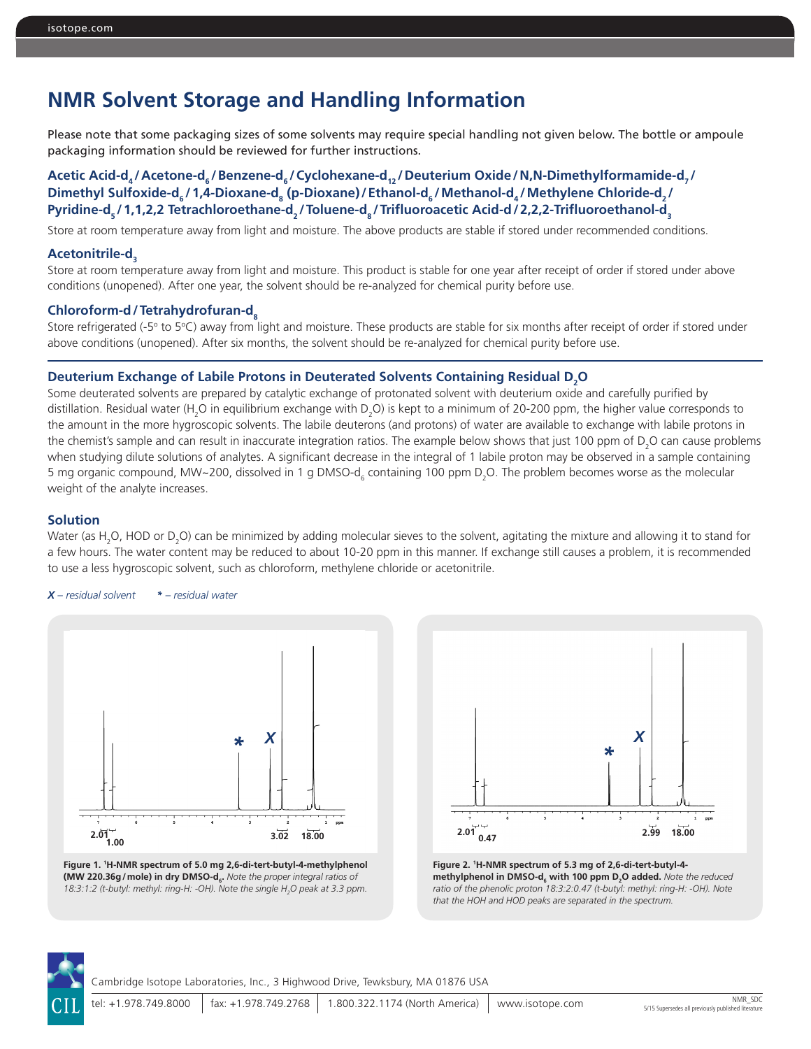# NMR Solvent Storage and Handling Information

Please note that some packaging sizes of some solvents may require special handling not given below. The bottle or ampoule packaging information should be reviewed for further instructions.

### Acetic Acid-$d_4$ / Acetone-$d_6$ / Benzene-$d_6$ / Cyclohexane-$d_{12}$ / Deuterium Oxide / N,N-Dimethylformamide-$d_7$ / Dimethyl Sulfoxide-$d_6$ / 1,4-Dioxane-$d_8$ (p-Dioxane) / Ethanol-$d_6$ / Methanol-$d_4$ / Methylene Chloride-$d_2$ / Pyridine-$d_5$ / 1,1,2,2 Tetrachloroethane-$d_2$ / Toluene-$d_8$ / Trifluoroacetic Acid-d / 2,2,2-Trifluoroethanol-$d_3$

Store at room temperature away from light and moisture. The above products are stable if stored under recommended conditions.

### Acetonitrile-$d_3$

Store at room temperature away from light and moisture. This product is stable for one year after receipt of order if stored under above conditions (unopened). After one year, the solvent should be re-analyzed for chemical purity before use.

### Chloroform-d / Tetrahydrofuran-$d_8$

Store refrigerated (-5° to 5°C) away from light and moisture. These products are stable for six months after receipt of order if stored under above conditions (unopened). After six months, the solvent should be re-analyzed for chemical purity before use.

### Deuterium Exchange of Labile Protons in Deuterated Solvents Containing Residual $D_2O$

Some deuterated solvents are prepared by catalytic exchange of protonated solvent with deuterium oxide and carefully purified by distillation. Residual water ($H_2O$ in equilibrium exchange with $D_2O$) is kept to a minimum of 20-200 ppm, the higher value corresponds to the amount in the more hygroscopic solvents. The labile deuterons (and protons) of water are available to exchange with labile protons in the chemist's sample and can result in inaccurate integration ratios. The example below shows that just 100 ppm of $D_2O$ can cause problems when studying dilute solutions of analytes. A significant decrease in the integral of 1 labile proton may be observed in a sample containing 5 mg organic compound, MW~200, dissolved in 1 g DMSO-$d_6$ containing 100 ppm $D_2O$. The problem becomes worse as the molecular weight of the analyte increases.

### Solution

Water (as $H_2O$, HOD or $D_2O$) can be minimized by adding molecular sieves to the solvent, agitating the mixture and allowing it to stand for a few hours. The water content may be reduced to about 10-20 ppm in this manner. If exchange still causes a problem, it is recommended to use a less hygroscopic solvent, such as chloroform, methylene chloride or acetonitrile.

***X** – residual solvent* &nbsp;&nbsp; *\* – residual water*

\*
X
ppm
2.01
1.00
3.02
18.00

**Figure 1. [1]H-NMR spectrum of 5.0 mg 2,6-di-tert-butyl-4-methylphenol (MW 220.36g / mole) in dry DMSO-$d_6$.** *Note the proper integral ratios of 18:3:1:2 (t-butyl: methyl: ring-H: -OH). Note the single $H_2O$ peak at 3.3 ppm.*

\*
X
ppm
2.01
0.47
2.99
18.00

**Figure 2. [1]H-NMR spectrum of 5.3 mg of 2,6-di-tert-butyl-4-methylphenol in DMSO-$d_6$ with 100 ppm $D_2O$ added.** *Note the reduced ratio of the phenolic proton 18:3:2:0.47 (t-butyl: methyl: ring-H: -OH). Note that the HOH and HOD peaks are separated in the spectrum.*

Cambridge Isotope Laboratories, Inc., 3 Highwood Drive, Tewksbury, MA 01876 USA

tel: +1.978.749.8000 | fax: +1.978.749.2768 | 1.800.322.1174 (North America) | www.isotope.com

NMR_SDC
5/15 Supersedes all previously published literature